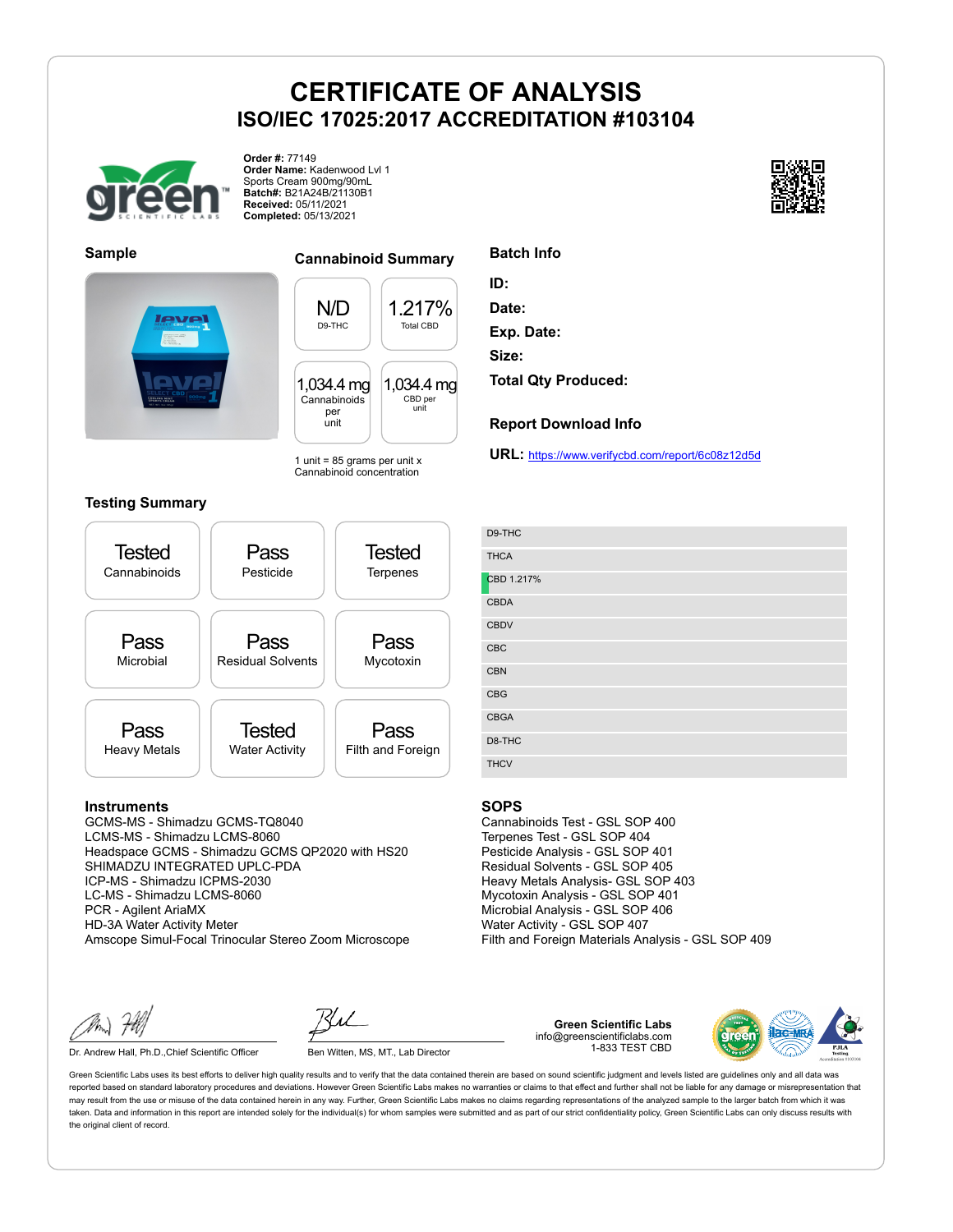# CERTIFICATE OF ANALYSIS

## ISO/IEC 17025:2017 ACCREDITATION #103104

**Order #:** 77149
**Order Name:** Kadenwood Lvl 1 Sports Cream 900mg/90mL
**Batch#:** B21A24B/21130B1
**Received:** 05/11/2021
**Completed:** 05/13/2021

### Sample

### Cannabinoid Summary

| N/D | 1.217% |
|---|---|
| D9-THC | Total CBD |

| 1,034.4 mg | 1,034.4 mg |
|---|---|
| Cannabinoids per unit | CBD per unit |

1 unit = 85 grams per unit x Cannabinoid concentration

### Batch Info

**ID:**

**Date:**

**Exp. Date:**

**Size:**

**Total Qty Produced:**

### Report Download Info

**URL:** https://www.verifycbd.com/report/6c08z12d5d

### Testing Summary

| Tested | Pass | Tested |
|---|---|---|
| Cannabinoids | Pesticide | Terpenes |
| **Pass** | **Pass** | **Pass** |
| Microbial | Residual Solvents | Mycotoxin |
| **Pass** | **Tested** | **Pass** |
| Heavy Metals | Water Activity | Filth and Foreign |

- D9-THC
- THCA
- CBD 1.217%
- CBDA
- CBDV
- CBC
- CBN
- CBG
- CBGA
- D8-THC
- THCV

### Instruments

GCMS-MS - Shimadzu GCMS-TQ8040
LCMS-MS - Shimadzu LCMS-8060
Headspace GCMS - Shimadzu GCMS QP2020 with HS20
SHIMADZU INTEGRATED UPLC-PDA
ICP-MS - Shimadzu ICPMS-2030
LC-MS - Shimadzu LCMS-8060
PCR - Agilent AriaMX
HD-3A Water Activity Meter
Amscope Simul-Focal Trinocular Stereo Zoom Microscope

### SOPS

Cannabinoids Test - GSL SOP 400
Terpenes Test - GSL SOP 404
Pesticide Analysis - GSL SOP 401
Residual Solvents - GSL SOP 405
Heavy Metals Analysis- GSL SOP 403
Mycotoxin Analysis - GSL SOP 401
Microbial Analysis - GSL SOP 406
Water Activity - GSL SOP 407
Filth and Foreign Materials Analysis - GSL SOP 409

Dr. Andrew Hall, Ph.D.,Chief Scientific Officer

Ben Witten, MS, MT., Lab Director

**Green Scientific Labs**
info@greenscientificlabs.com
1-833 TEST CBD

Green Scientific Labs uses its best efforts to deliver high quality results and to verify that the data contained therein are based on sound scientific judgment and levels listed are guidelines only and all data was reported based on standard laboratory procedures and deviations. However Green Scientific Labs makes no warranties or claims to that effect and further shall not be liable for any damage or misrepresentation that may result from the use or misuse of the data contained herein in any way. Further, Green Scientific Labs makes no claims regarding representations of the analyzed sample to the larger batch from which it was taken. Data and information in this report are intended solely for the individual(s) for whom samples were submitted and as part of our strict confidentiality policy, Green Scientific Labs can only discuss results with the original client of record.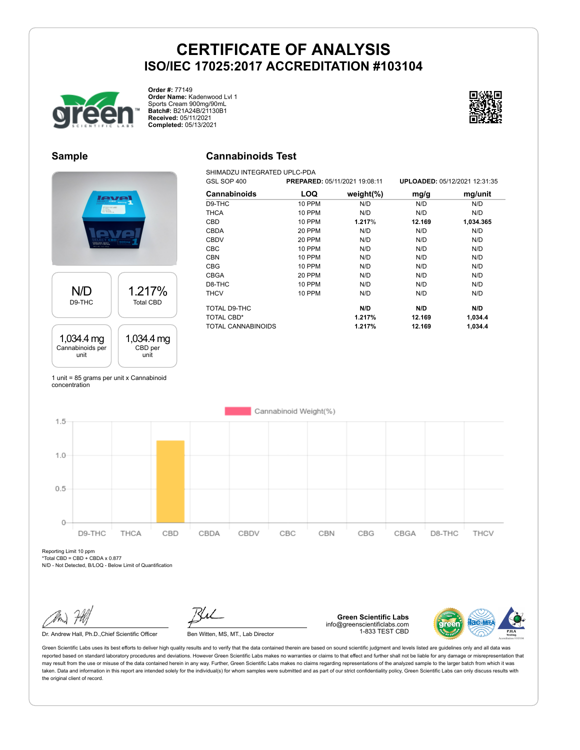# CERTIFICATE OF ANALYSIS
## ISO/IEC 17025:2017 ACCREDITATION #103104

**Order #:** 77149
**Order Name:** Kadenwood Lvl 1 Sports Cream 900mg/90mL
**Batch#:** B21A24B/21130B1
**Received:** 05/11/2021
**Completed:** 05/13/2021

## Sample

| N/D | 1.217% |
|---|---|
| D9-THC | Total CBD |

| 1,034.4 mg | 1,034.4 mg |
|---|---|
| Cannabinoids per unit | CBD per unit |

1 unit = 85 grams per unit x Cannabinoid concentration

## Cannabinoids Test

SHIMADZU INTEGRATED UPLC-PDA
GSL SOP 400 **PREPARED:** 05/11/2021 19:08:11 **UPLOADED:** 05/12/2021 12:31:35

| Cannabinoids | LOQ | weight(%) | mg/g | mg/unit |
|---|---|---|---|---|
| D9-THC | 10 PPM | N/D | N/D | N/D |
| THCA | 10 PPM | N/D | N/D | N/D |
| CBD | 10 PPM | **1.217%** | **12.169** | **1,034.365** |
| CBDA | 20 PPM | N/D | N/D | N/D |
| CBDV | 20 PPM | N/D | N/D | N/D |
| CBC | 10 PPM | N/D | N/D | N/D |
| CBN | 10 PPM | N/D | N/D | N/D |
| CBG | 10 PPM | N/D | N/D | N/D |
| CBGA | 20 PPM | N/D | N/D | N/D |
| D8-THC | 10 PPM | N/D | N/D | N/D |
| THCV | 10 PPM | N/D | N/D | N/D |
| TOTAL D9-THC | | **N/D** | **N/D** | **N/D** |
| TOTAL CBD* | | **1.217%** | **12.169** | **1,034.4** |
| TOTAL CANNABINOIDS | | **1.217%** | **12.169** | **1,034.4** |

Reporting Limit 10 ppm
*Total CBD = CBD + CBDA x 0.877
N/D - Not Detected, B/LOQ - Below Limit of Quantification

Dr. Andrew Hall, Ph.D.,Chief Scientific Officer

Ben Witten, MS, MT., Lab Director

**Green Scientific Labs**
info@greenscientificlabs.com
1-833 TEST CBD

Green Scientific Labs uses its best efforts to deliver high quality results and to verify that the data contained therein are based on sound scientific judgment and levels listed are guidelines only and all data was reported based on standard laboratory procedures and deviations. However Green Scientific Labs makes no warranties or claims to that effect and further shall not be liable for any damage or misrepresentation that may result from the use or misuse of the data contained herein in any way. Further, Green Scientific Labs makes no claims regarding representations of the analyzed sample to the larger batch from which it was taken. Data and information in this report are intended solely for the individual(s) for whom samples were submitted and as part of our strict confidentiality policy, Green Scientific Labs can only discuss results with the original client of record.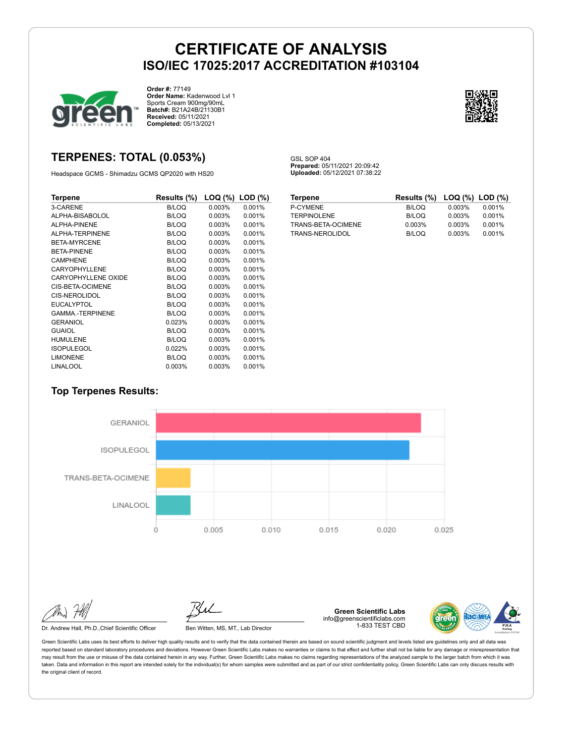# CERTIFICATE OF ANALYSIS

## ISO/IEC 17025:2017 ACCREDITATION #103104

**Order #:** 77149
**Order Name:** Kadenwood Lvl 1 Sports Cream 900mg/90mL
**Batch#:** B21A24B/21130B1
**Received:** 05/11/2021
**Completed:** 05/13/2021

## TERPENES: TOTAL (0.053%)

Headspace GCMS - Shimadzu GCMS QP2020 with HS20

GSL SOP 404
**Prepared:** 05/11/2021 20:09:42
**Uploaded:** 05/12/2021 07:38:22

| Terpene | Results (%) | LOQ (%) | LOD (%) |
|---|---|---|---|
| 3-CARENE | B/LOQ | 0.003% | 0.001% |
| ALPHA-BISABOLOL | B/LOQ | 0.003% | 0.001% |
| ALPHA-PINENE | B/LOQ | 0.003% | 0.001% |
| ALPHA-TERPINENE | B/LOQ | 0.003% | 0.001% |
| BETA-MYRCENE | B/LOQ | 0.003% | 0.001% |
| BETA-PINENE | B/LOQ | 0.003% | 0.001% |
| CAMPHENE | B/LOQ | 0.003% | 0.001% |
| CARYOPHYLLENE | B/LOQ | 0.003% | 0.001% |
| CARYOPHYLLENE OXIDE | B/LOQ | 0.003% | 0.001% |
| CIS-BETA-OCIMENE | B/LOQ | 0.003% | 0.001% |
| CIS-NEROLIDOL | B/LOQ | 0.003% | 0.001% |
| EUCALYPTOL | B/LOQ | 0.003% | 0.001% |
| GAMMA.-TERPINENE | B/LOQ | 0.003% | 0.001% |
| GERANIOL | 0.023% | 0.003% | 0.001% |
| GUAIOL | B/LOQ | 0.003% | 0.001% |
| HUMULENE | B/LOQ | 0.003% | 0.001% |
| ISOPULEGOL | 0.022% | 0.003% | 0.001% |
| LIMONENE | B/LOQ | 0.003% | 0.001% |
| LINALOOL | 0.003% | 0.003% | 0.001% |
| P-CYMENE | B/LOQ | 0.003% | 0.001% |
| TERPINOLENE | B/LOQ | 0.003% | 0.001% |
| TRANS-BETA-OCIMENE | 0.003% | 0.003% | 0.001% |
| TRANS-NEROLIDOL | B/LOQ | 0.003% | 0.001% |

### Top Terpenes Results:

| Terpene | Result |
|---|---|
| GERANIOL | 0.023 |
| ISOPULEGOL | 0.022 |
| TRANS-BETA-OCIMENE | 0.003 |
| LINALOOL | 0.003 |

Dr. Andrew Hall, Ph.D.,Chief Scientific Officer

Ben Witten, MS, MT., Lab Director

**Green Scientific Labs**
info@greenscientificlabs.com
1-833 TEST CBD

Green Scientific Labs uses its best efforts to deliver high quality results and to verify that the data contained therein are based on sound scientific judgment and levels listed are guidelines only and all data was reported based on standard laboratory procedures and deviations. However Green Scientific Labs makes no warranties or claims to that effect and further shall not be liable for any damage or misrepresentation that may result from the use or misuse of the data contained herein in any way. Further, Green Scientific Labs makes no claims regarding representations of the analyzed sample to the larger batch from which it was taken. Data and information in this report are intended solely for the individual(s) for whom samples were submitted and as part of our strict confidentiality policy, Green Scientific Labs can only discuss results with the original client of record.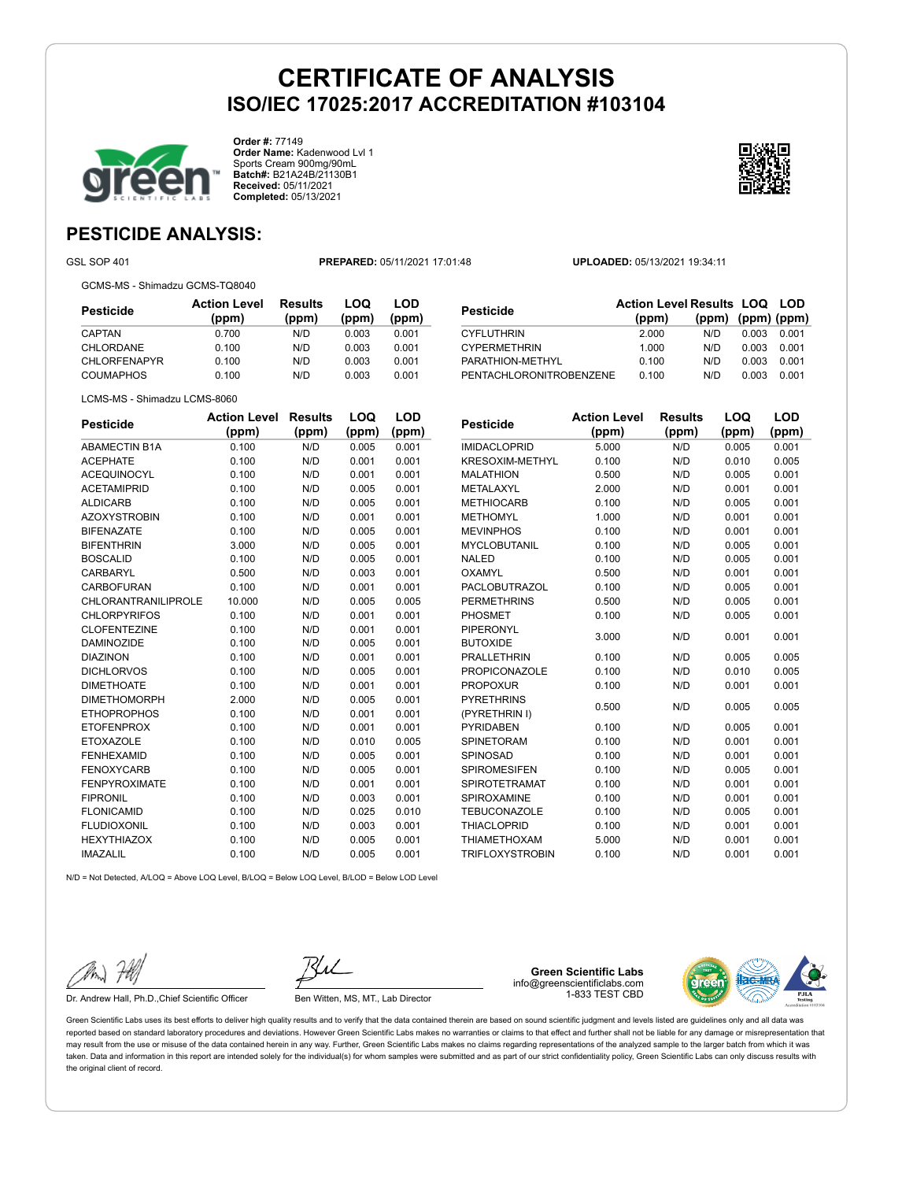# CERTIFICATE OF ANALYSIS

## ISO/IEC 17025:2017 ACCREDITATION #103104

**Order #:** 77149
**Order Name:** Kadenwood Lvl 1 Sports Cream 900mg/90mL
**Batch#:** B21A24B/21130B1
**Received:** 05/11/2021
**Completed:** 05/13/2021

## PESTICIDE ANALYSIS:

GSL SOP 401 **PREPARED:** 05/11/2021 17:01:48 **UPLOADED:** 05/13/2021 19:34:11

GCMS-MS - Shimadzu GCMS-TQ8040

| Pesticide | Action Level (ppm) | Results (ppm) | LOQ (ppm) | LOD (ppm) |
|---|---|---|---|---|
| CAPTAN | 0.700 | N/D | 0.003 | 0.001 |
| CHLORDANE | 0.100 | N/D | 0.003 | 0.001 |
| CHLORFENAPYR | 0.100 | N/D | 0.003 | 0.001 |
| COUMAPHOS | 0.100 | N/D | 0.003 | 0.001 |
| CYFLUTHRIN | 2.000 | N/D | 0.003 | 0.001 |
| CYPERMETHRIN | 1.000 | N/D | 0.003 | 0.001 |
| PARATHION-METHYL | 0.100 | N/D | 0.003 | 0.001 |
| PENTACHLORONITROBENZENE | 0.100 | N/D | 0.003 | 0.001 |

LCMS-MS - Shimadzu LCMS-8060

| Pesticide | Action Level (ppm) | Results (ppm) | LOQ (ppm) | LOD (ppm) |
|---|---|---|---|---|
| ABAMECTIN B1A | 0.100 | N/D | 0.005 | 0.001 |
| ACEPHATE | 0.100 | N/D | 0.001 | 0.001 |
| ACEQUINOCYL | 0.100 | N/D | 0.001 | 0.001 |
| ACETAMIPRID | 0.100 | N/D | 0.005 | 0.001 |
| ALDICARB | 0.100 | N/D | 0.005 | 0.001 |
| AZOXYSTROBIN | 0.100 | N/D | 0.001 | 0.001 |
| BIFENAZATE | 0.100 | N/D | 0.005 | 0.001 |
| BIFENTHRIN | 3.000 | N/D | 0.005 | 0.001 |
| BOSCALID | 0.100 | N/D | 0.005 | 0.001 |
| CARBARYL | 0.500 | N/D | 0.003 | 0.001 |
| CARBOFURAN | 0.100 | N/D | 0.001 | 0.001 |
| CHLORANTRANILIPROLE | 10.000 | N/D | 0.005 | 0.005 |
| CHLORPYRIFOS | 0.100 | N/D | 0.001 | 0.001 |
| CLOFENTEZINE | 0.100 | N/D | 0.001 | 0.001 |
| DAMINOZIDE | 0.100 | N/D | 0.005 | 0.001 |
| DIAZINON | 0.100 | N/D | 0.001 | 0.001 |
| DICHLORVOS | 0.100 | N/D | 0.005 | 0.001 |
| DIMETHOATE | 0.100 | N/D | 0.001 | 0.001 |
| DIMETHOMORPH | 2.000 | N/D | 0.005 | 0.001 |
| ETHOPROPHOS | 0.100 | N/D | 0.001 | 0.001 |
| ETOFENPROX | 0.100 | N/D | 0.001 | 0.001 |
| ETOXAZOLE | 0.100 | N/D | 0.010 | 0.005 |
| FENHEXAMID | 0.100 | N/D | 0.005 | 0.001 |
| FENOXYCARB | 0.100 | N/D | 0.005 | 0.001 |
| FENPYROXIMATE | 0.100 | N/D | 0.001 | 0.001 |
| FIPRONIL | 0.100 | N/D | 0.003 | 0.001 |
| FLONICAMID | 0.100 | N/D | 0.025 | 0.010 |
| FLUDIOXONIL | 0.100 | N/D | 0.003 | 0.001 |
| HEXYTHIAZOX | 0.100 | N/D | 0.005 | 0.001 |
| IMAZALIL | 0.100 | N/D | 0.005 | 0.001 |
| IMIDACLOPRID | 5.000 | N/D | 0.005 | 0.001 |
| KRESOXIM-METHYL | 0.100 | N/D | 0.010 | 0.005 |
| MALATHION | 0.500 | N/D | 0.005 | 0.001 |
| METALAXYL | 2.000 | N/D | 0.001 | 0.001 |
| METHIOCARB | 0.100 | N/D | 0.005 | 0.001 |
| METHOMYL | 1.000 | N/D | 0.001 | 0.001 |
| MEVINPHOS | 0.100 | N/D | 0.001 | 0.001 |
| MYCLOBUTANIL | 0.100 | N/D | 0.005 | 0.001 |
| NALED | 0.100 | N/D | 0.005 | 0.001 |
| OXAMYL | 0.500 | N/D | 0.001 | 0.001 |
| PACLOBUTRAZOL | 0.100 | N/D | 0.005 | 0.001 |
| PERMETHRINS | 0.500 | N/D | 0.005 | 0.001 |
| PHOSMET | 0.100 | N/D | 0.005 | 0.001 |
| PIPERONYL BUTOXIDE | 3.000 | N/D | 0.001 | 0.001 |
| PRALLETHRIN | 0.100 | N/D | 0.005 | 0.005 |
| PROPICONAZOLE | 0.100 | N/D | 0.010 | 0.005 |
| PROPOXUR | 0.100 | N/D | 0.001 | 0.001 |
| PYRETHRINS (PYRETHRIN I) | 0.500 | N/D | 0.005 | 0.005 |
| PYRIDABEN | 0.100 | N/D | 0.005 | 0.001 |
| SPINETORAM | 0.100 | N/D | 0.001 | 0.001 |
| SPINOSAD | 0.100 | N/D | 0.001 | 0.001 |
| SPIROMESIFEN | 0.100 | N/D | 0.005 | 0.001 |
| SPIROTETRAMAT | 0.100 | N/D | 0.001 | 0.001 |
| SPIROXAMINE | 0.100 | N/D | 0.001 | 0.001 |
| TEBUCONAZOLE | 0.100 | N/D | 0.005 | 0.001 |
| THIACLOPRID | 0.100 | N/D | 0.001 | 0.001 |
| THIAMETHOXAM | 5.000 | N/D | 0.001 | 0.001 |
| TRIFLOXYSTROBIN | 0.100 | N/D | 0.001 | 0.001 |

N/D = Not Detected, A/LOQ = Above LOQ Level, B/LOQ = Below LOQ Level, B/LOD = Below LOD Level

Dr. Andrew Hall, Ph.D.,Chief Scientific Officer

Ben Witten, MS, MT., Lab Director

**Green Scientific Labs**
info@greenscientificlabs.com
1-833 TEST CBD

Green Scientific Labs uses its best efforts to deliver high quality results and to verify that the data contained therein are based on sound scientific judgment and levels listed are guidelines only and all data was reported based on standard laboratory procedures and deviations. However Green Scientific Labs makes no warranties or claims to that effect and further shall not be liable for any damage or misrepresentation that may result from the use or misuse of the data contained herein in any way. Further, Green Scientific Labs makes no claims regarding representations of the analyzed sample to the larger batch from which it was taken. Data and information in this report are intended solely for the individual(s) for whom samples were submitted and as part of our strict confidentiality policy, Green Scientific Labs can only discuss results with the original client of record.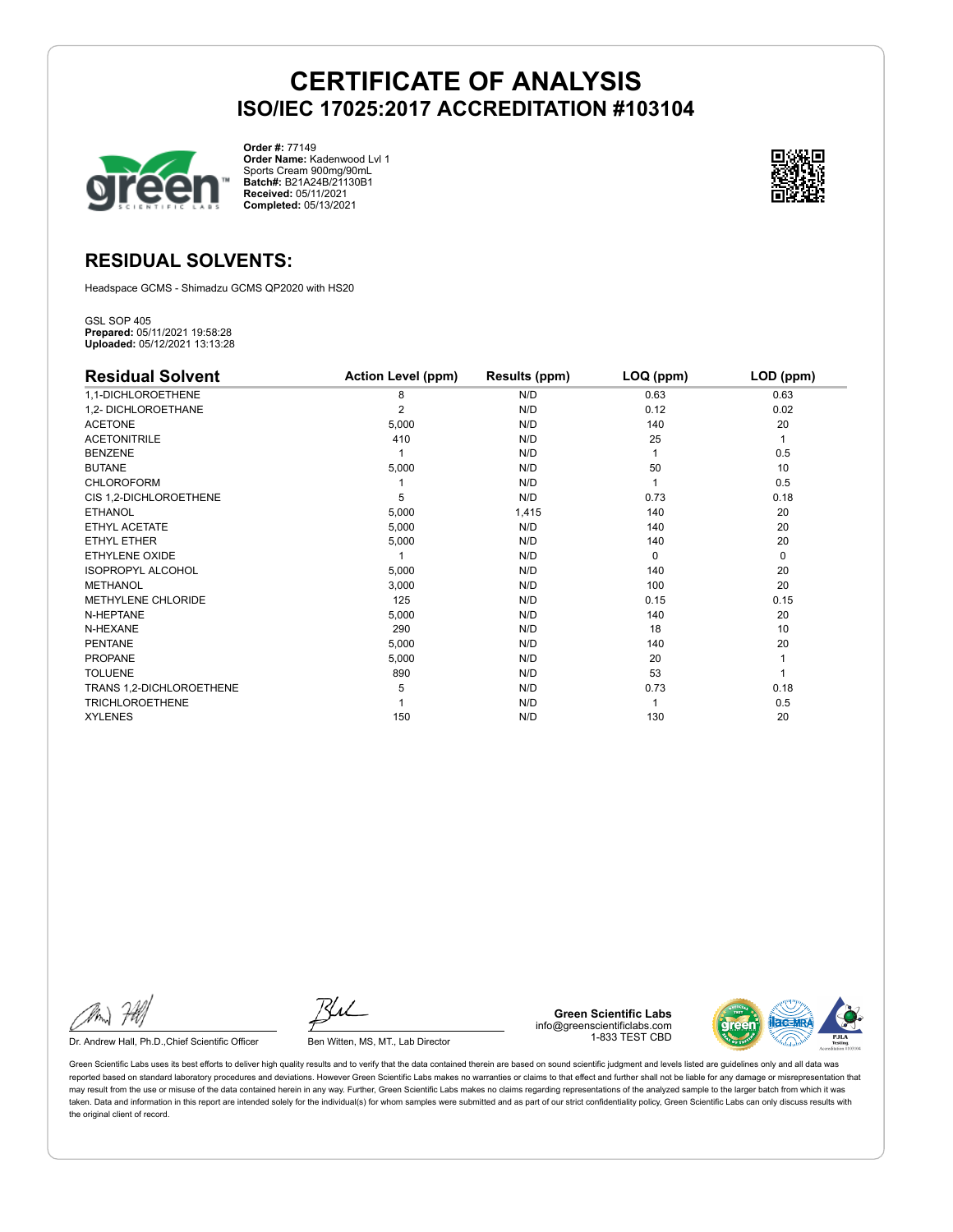# CERTIFICATE OF ANALYSIS

## ISO/IEC 17025:2017 ACCREDITATION #103104

**Order #:** 77149
**Order Name:** Kadenwood Lvl 1 Sports Cream 900mg/90mL
**Batch#:** B21A24B/21130B1
**Received:** 05/11/2021
**Completed:** 05/13/2021

## RESIDUAL SOLVENTS:

Headspace GCMS - Shimadzu GCMS QP2020 with HS20

GSL SOP 405
**Prepared:** 05/11/2021 19:58:28
**Uploaded:** 05/12/2021 13:13:28

| Residual Solvent | Action Level (ppm) | Results (ppm) | LOQ (ppm) | LOD (ppm) |
|---|---|---|---|---|
| 1,1-DICHLOROETHENE | 8 | N/D | 0.63 | 0.63 |
| 1,2- DICHLOROETHANE | 2 | N/D | 0.12 | 0.02 |
| ACETONE | 5,000 | N/D | 140 | 20 |
| ACETONITRILE | 410 | N/D | 25 | 1 |
| BENZENE | 1 | N/D | 1 | 0.5 |
| BUTANE | 5,000 | N/D | 50 | 10 |
| CHLOROFORM | 1 | N/D | 1 | 0.5 |
| CIS 1,2-DICHLOROETHENE | 5 | N/D | 0.73 | 0.18 |
| ETHANOL | 5,000 | 1,415 | 140 | 20 |
| ETHYL ACETATE | 5,000 | N/D | 140 | 20 |
| ETHYL ETHER | 5,000 | N/D | 140 | 20 |
| ETHYLENE OXIDE | 1 | N/D | 0 | 0 |
| ISOPROPYL ALCOHOL | 5,000 | N/D | 140 | 20 |
| METHANOL | 3,000 | N/D | 100 | 20 |
| METHYLENE CHLORIDE | 125 | N/D | 0.15 | 0.15 |
| N-HEPTANE | 5,000 | N/D | 140 | 20 |
| N-HEXANE | 290 | N/D | 18 | 10 |
| PENTANE | 5,000 | N/D | 140 | 20 |
| PROPANE | 5,000 | N/D | 20 | 1 |
| TOLUENE | 890 | N/D | 53 | 1 |
| TRANS 1,2-DICHLOROETHENE | 5 | N/D | 0.73 | 0.18 |
| TRICHLOROETHENE | 1 | N/D | 1 | 0.5 |
| XYLENES | 150 | N/D | 130 | 20 |

Dr. Andrew Hall, Ph.D.,Chief Scientific Officer

Ben Witten, MS, MT., Lab Director

**Green Scientific Labs**
info@greenscientificlabs.com
1-833 TEST CBD

Green Scientific Labs uses its best efforts to deliver high quality results and to verify that the data contained therein are based on sound scientific judgment and levels listed are guidelines only and all data was reported based on standard laboratory procedures and deviations. However Green Scientific Labs makes no warranties or claims to that effect and further shall not be liable for any damage or misrepresentation that may result from the use or misuse of the data contained herein in any way. Further, Green Scientific Labs makes no claims regarding representations of the analyzed sample to the larger batch from which it was taken. Data and information in this report are intended solely for the individual(s) for whom samples were submitted and as part of our strict confidentiality policy, Green Scientific Labs can only discuss results with the original client of record.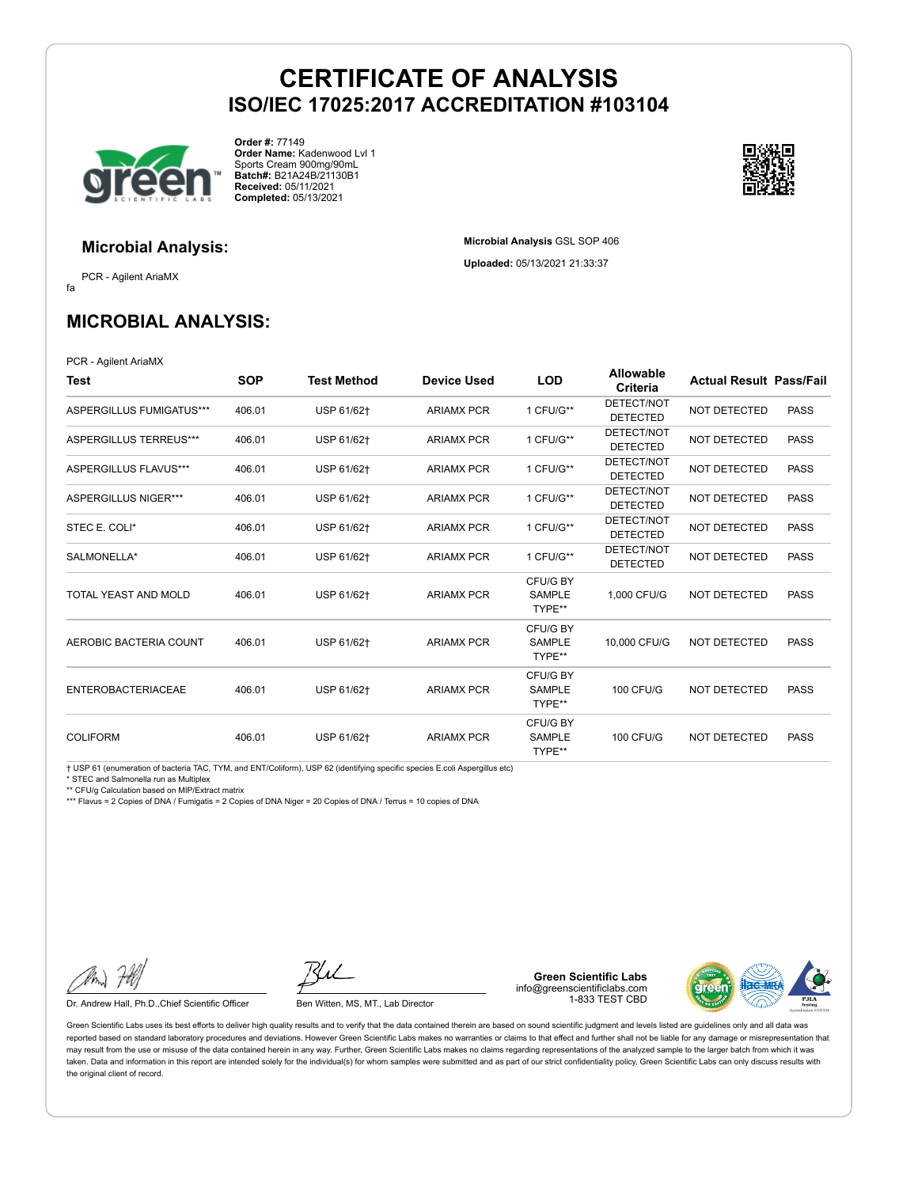# CERTIFICATE OF ANALYSIS
## ISO/IEC 17025:2017 ACCREDITATION #103104

**Order #:** 77149
**Order Name:** Kadenwood Lvl 1 Sports Cream 900mg/90mL
**Batch#:** B21A24B/21130B1
**Received:** 05/11/2021
**Completed:** 05/13/2021

### Microbial Analysis:

PCR - Agilent AriaMX

fa

**Microbial Analysis** GSL SOP 406

**Uploaded:** 05/13/2021 21:33:37

## MICROBIAL ANALYSIS:

PCR - Agilent AriaMX

| Test | SOP | Test Method | Device Used | LOD | Allowable Criteria | Actual Result | Pass/Fail |
|---|---|---|---|---|---|---|---|
| ASPERGILLUS FUMIGATUS*** | 406.01 | USP 61/62† | ARIAMX PCR | 1 CFU/G** | DETECT/NOT DETECTED | NOT DETECTED | PASS |
| ASPERGILLUS TERREUS*** | 406.01 | USP 61/62† | ARIAMX PCR | 1 CFU/G** | DETECT/NOT DETECTED | NOT DETECTED | PASS |
| ASPERGILLUS FLAVUS*** | 406.01 | USP 61/62† | ARIAMX PCR | 1 CFU/G** | DETECT/NOT DETECTED | NOT DETECTED | PASS |
| ASPERGILLUS NIGER*** | 406.01 | USP 61/62† | ARIAMX PCR | 1 CFU/G** | DETECT/NOT DETECTED | NOT DETECTED | PASS |
| STEC E. COLI* | 406.01 | USP 61/62† | ARIAMX PCR | 1 CFU/G** | DETECT/NOT DETECTED | NOT DETECTED | PASS |
| SALMONELLA* | 406.01 | USP 61/62† | ARIAMX PCR | 1 CFU/G** | DETECT/NOT DETECTED | NOT DETECTED | PASS |
| TOTAL YEAST AND MOLD | 406.01 | USP 61/62† | ARIAMX PCR | CFU/G BY SAMPLE TYPE** | 1,000 CFU/G | NOT DETECTED | PASS |
| AEROBIC BACTERIA COUNT | 406.01 | USP 61/62† | ARIAMX PCR | CFU/G BY SAMPLE TYPE** | 10,000 CFU/G | NOT DETECTED | PASS |
| ENTEROBACTERIACEAE | 406.01 | USP 61/62† | ARIAMX PCR | CFU/G BY SAMPLE TYPE** | 100 CFU/G | NOT DETECTED | PASS |
| COLIFORM | 406.01 | USP 61/62† | ARIAMX PCR | CFU/G BY SAMPLE TYPE** | 100 CFU/G | NOT DETECTED | PASS |

† USP 61 (enumeration of bacteria TAC, TYM, and ENT/Coliform), USP 62 (identifying specific species E.coli Aspergillus etc)
* STEC and Salmonella run as Multiplex
** CFU/g Calculation based on MIP/Extract matrix
*** Flavus = 2 Copies of DNA / Fumigatis = 2 Copies of DNA Niger = 20 Copies of DNA / Terrus = 10 copies of DNA

Dr. Andrew Hall, Ph.D.,Chief Scientific Officer

Ben Witten, MS, MT., Lab Director

**Green Scientific Labs**
info@greenscientificlabs.com
1-833 TEST CBD

Green Scientific Labs uses its best efforts to deliver high quality results and to verify that the data contained therein are based on sound scientific judgment and levels listed are guidelines only and all data was reported based on standard laboratory procedures and deviations. However Green Scientific Labs makes no warranties or claims to that effect and further shall not be liable for any damage or misrepresentation that may result from the use or misuse of the data contained herein in any way. Further, Green Scientific Labs makes no claims regarding representations of the analyzed sample to the larger batch from which it was taken. Data and information in this report are intended solely for the individual(s) for whom samples were submitted and as part of our strict confidentiality policy, Green Scientific Labs can only discuss results with the original client of record.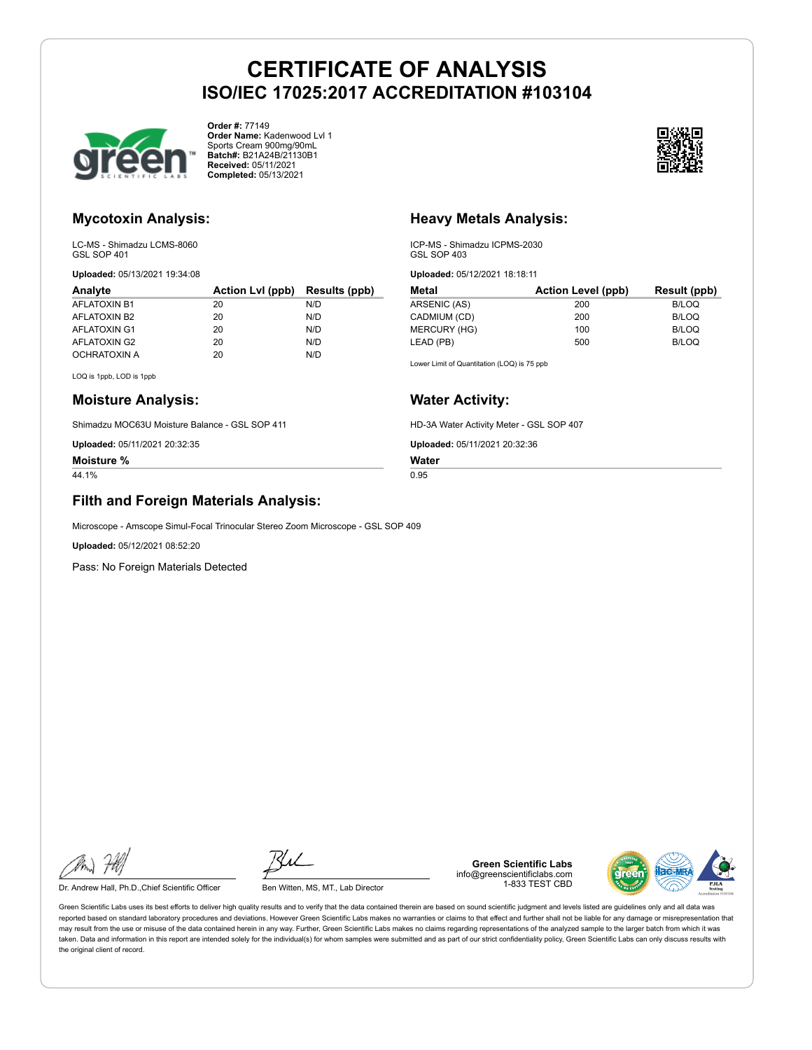# CERTIFICATE OF ANALYSIS
## ISO/IEC 17025:2017 ACCREDITATION #103104

**Order #:** 77149
**Order Name:** Kadenwood Lvl 1 Sports Cream 900mg/90mL
**Batch#:** B21A24B/21130B1
**Received:** 05/11/2021
**Completed:** 05/13/2021

## Mycotoxin Analysis:

LC-MS - Shimadzu LCMS-8060
GSL SOP 401

**Uploaded:** 05/13/2021 19:34:08

| Analyte | Action Lvl (ppb) | Results (ppb) |
|---|---|---|
| AFLATOXIN B1 | 20 | N/D |
| AFLATOXIN B2 | 20 | N/D |
| AFLATOXIN G1 | 20 | N/D |
| AFLATOXIN G2 | 20 | N/D |
| OCHRATOXIN A | 20 | N/D |

LOQ is 1ppb, LOD is 1ppb

## Heavy Metals Analysis:

ICP-MS - Shimadzu ICPMS-2030
GSL SOP 403

**Uploaded:** 05/12/2021 18:18:11

| Metal | Action Level (ppb) | Result (ppb) |
|---|---|---|
| ARSENIC (AS) | 200 | B/LOQ |
| CADMIUM (CD) | 200 | B/LOQ |
| MERCURY (HG) | 100 | B/LOQ |
| LEAD (PB) | 500 | B/LOQ |

Lower Limit of Quantitation (LOQ) is 75 ppb

## Moisture Analysis:

Shimadzu MOC63U Moisture Balance - GSL SOP 411

**Uploaded:** 05/11/2021 20:32:35

| Moisture % |
|---|
| 44.1% |

## Water Activity:

HD-3A Water Activity Meter - GSL SOP 407

**Uploaded:** 05/11/2021 20:32:36

| Water |
|---|
| 0.95 |

## Filth and Foreign Materials Analysis:

Microscope - Amscope Simul-Focal Trinocular Stereo Zoom Microscope - GSL SOP 409

**Uploaded:** 05/12/2021 08:52:20

Pass: No Foreign Materials Detected

Dr. Andrew Hall, Ph.D.,Chief Scientific Officer

Ben Witten, MS, MT., Lab Director

**Green Scientific Labs**
info@greenscientificlabs.com
1-833 TEST CBD

Green Scientific Labs uses its best efforts to deliver high quality results and to verify that the data contained therein are based on sound scientific judgment and levels listed are guidelines only and all data was reported based on standard laboratory procedures and deviations. However Green Scientific Labs makes no warranties or claims to that effect and further shall not be liable for any damage or misrepresentation that may result from the use or misuse of the data contained herein in any way. Further, Green Scientific Labs makes no claims regarding representations of the analyzed sample to the larger batch from which it was taken. Data and information in this report are intended solely for the individual(s) for whom samples were submitted and as part of our strict confidentiality policy, Green Scientific Labs can only discuss results with the original client of record.